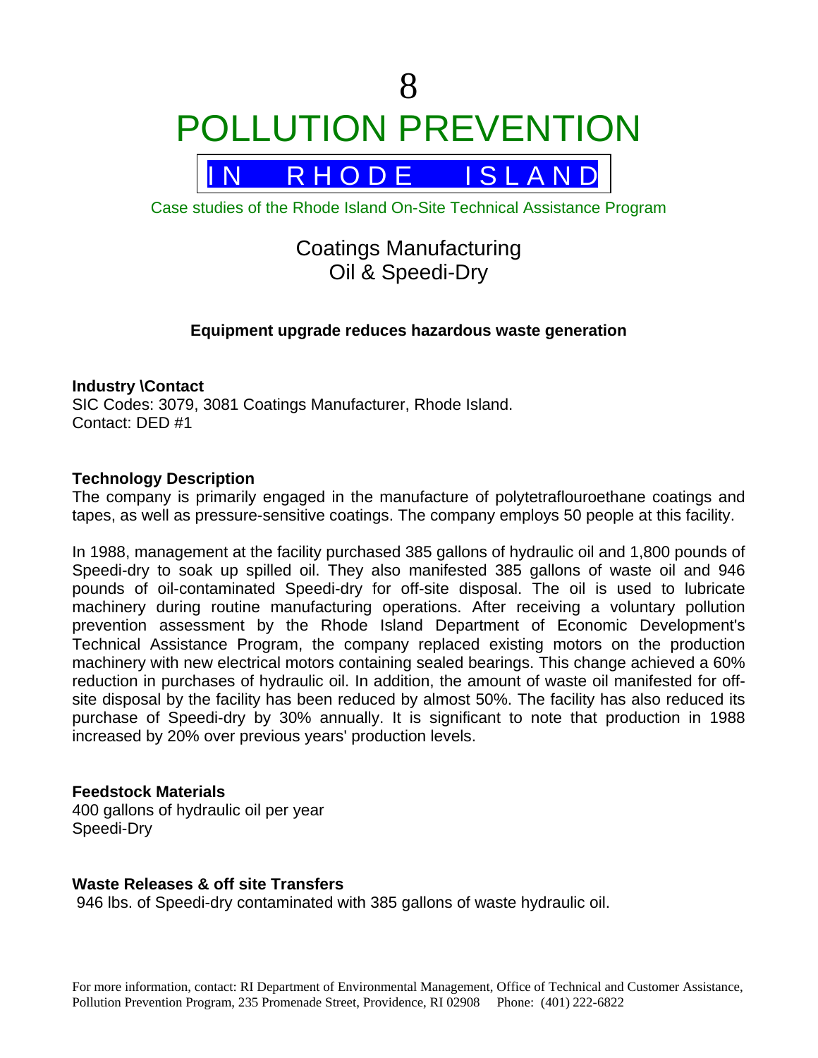# 8

# POLLUTION PREVENTION

## IN RHODE ISLAND

Case studies of the Rhode Island On-Site Technical Assistance Program

## Coatings Manufacturing
## Oil & Speedi-Dry

**Equipment upgrade reduces hazardous waste generation**

**Industry \Contact**
SIC Codes: 3079, 3081 Coatings Manufacturer, Rhode Island.
Contact: DED #1

**Technology Description**
The company is primarily engaged in the manufacture of polytetraflouroethane coatings and tapes, as well as pressure-sensitive coatings. The company employs 50 people at this facility.

In 1988, management at the facility purchased 385 gallons of hydraulic oil and 1,800 pounds of Speedi-dry to soak up spilled oil. They also manifested 385 gallons of waste oil and 946 pounds of oil-contaminated Speedi-dry for off-site disposal. The oil is used to lubricate machinery during routine manufacturing operations. After receiving a voluntary pollution prevention assessment by the Rhode Island Department of Economic Development's Technical Assistance Program, the company replaced existing motors on the production machinery with new electrical motors containing sealed bearings. This change achieved a 60% reduction in purchases of hydraulic oil. In addition, the amount of waste oil manifested for off-site disposal by the facility has been reduced by almost 50%. The facility has also reduced its purchase of Speedi-dry by 30% annually. It is significant to note that production in 1988 increased by 20% over previous years' production levels.

**Feedstock Materials**
400 gallons of hydraulic oil per year
Speedi-Dry

**Waste Releases & off site Transfers**
946 lbs. of Speedi-dry contaminated with 385 gallons of waste hydraulic oil.

For more information, contact: RI Department of Environmental Management, Office of Technical and Customer Assistance, Pollution Prevention Program, 235 Promenade Street, Providence, RI 02908 Phone: (401) 222-6822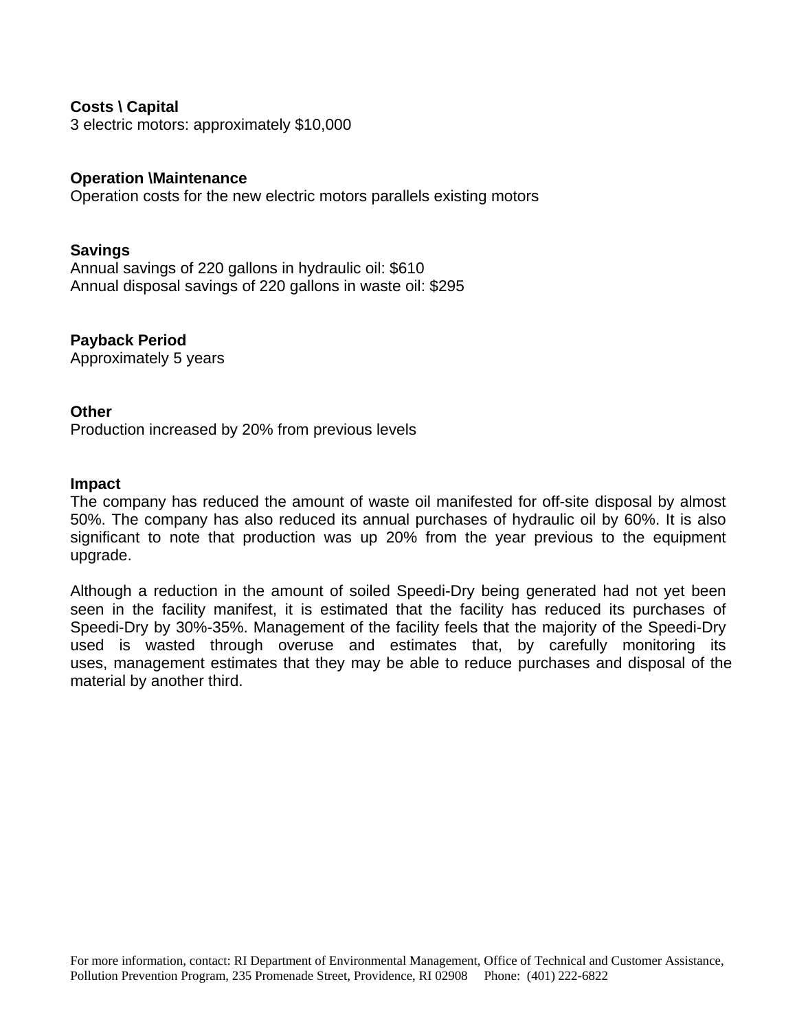**Costs \ Capital**
3 electric motors: approximately $10,000

**Operation \Maintenance**
Operation costs for the new electric motors parallels existing motors

**Savings**
Annual savings of 220 gallons in hydraulic oil: $610
Annual disposal savings of 220 gallons in waste oil: $295

**Payback Period**
Approximately 5 years

**Other**
Production increased by 20% from previous levels

**Impact**
The company has reduced the amount of waste oil manifested for off-site disposal by almost 50%. The company has also reduced its annual purchases of hydraulic oil by 60%. It is also significant to note that production was up 20% from the year previous to the equipment upgrade.

Although a reduction in the amount of soiled Speedi-Dry being generated had not yet been seen in the facility manifest, it is estimated that the facility has reduced its purchases of Speedi-Dry by 30%-35%. Management of the facility feels that the majority of the Speedi-Dry used is wasted through overuse and estimates that, by carefully monitoring its uses, management estimates that they may be able to reduce purchases and disposal of the material by another third.

For more information, contact: RI Department of Environmental Management, Office of Technical and Customer Assistance, Pollution Prevention Program, 235 Promenade Street, Providence, RI 02908 Phone: (401) 222-6822